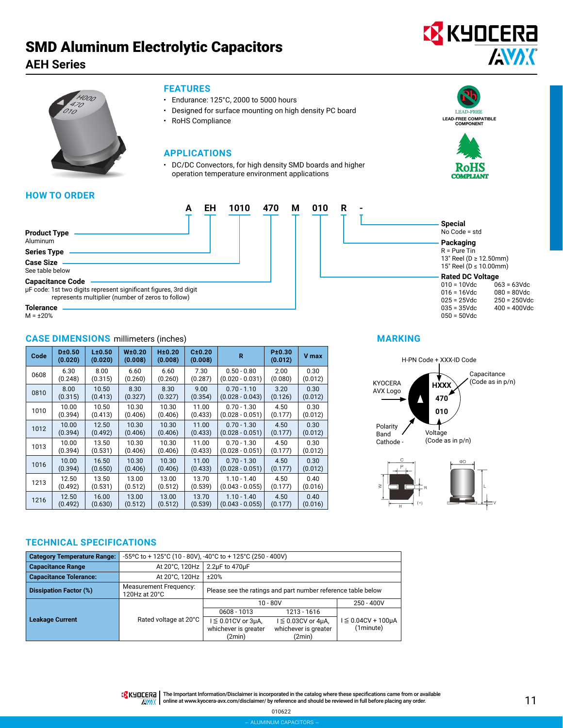# SMD Aluminum Electrolytic Capacitors

## AEH Series

### FEATURES

- Endurance: 125°C, 2000 to 5000 hours
- Designed for surface mounting on high density PC board
- RoHS Compliance

LEAD-FREE
LEAD-FREE COMPATIBLE COMPONENT

RoHS COMPLIANT

### APPLICATIONS

- DC/DC Convectors, for high density SMD boards and higher operation temperature environment applications

### HOW TO ORDER

**A EH 1010 470 M 010 R -**

- **A** – **Product Type**: Aluminum
- **EH** – **Series Type**
- **1010** – **Case Size**: See table below
- **470** – **Capacitance Code**: μF code: 1st two digits represent significant figures, 3rd digit represents multiplier (number of zeros to follow)
- **M** – **Tolerance**: M = ±20%
- **010** – **Rated DC Voltage**:
  - 010 = 10Vdc
  - 016 = 16Vdc
  - 025 = 25Vdc
  - 035 = 35Vdc
  - 050 = 50Vdc
  - 063 = 63Vdc
  - 080 = 80Vdc
  - 250 = 250Vdc
  - 400 = 400Vdc
- **R** – **Packaging**: R = Pure Tin; 13" Reel (D ≥ 12.50mm); 15" Reel (D ≤ 10.00mm)
- **-** – **Special**: No Code = std

### CASE DIMENSIONS millimeters (inches)

| Code | D±0.50 (0.020) | L±0.50 (0.020) | W±0.20 (0.008) | H±0.20 (0.008) | C±0.20 (0.008) | R | P±0.30 (0.012) | V max |
|---|---|---|---|---|---|---|---|---|
| 0608 | 6.30 (0.248) | 8.00 (0.315) | 6.60 (0.260) | 6.60 (0.260) | 7.30 (0.287) | 0.50 - 0.80 (0.020 - 0.031) | 2.00 (0.080) | 0.30 (0.012) |
| 0810 | 8.00 (0.315) | 10.50 (0.413) | 8.30 (0.327) | 8.30 (0.327) | 9.00 (0.354) | 0.70 - 1.10 (0.028 - 0.043) | 3.20 (0.126) | 0.30 (0.012) |
| 1010 | 10.00 (0.394) | 10.50 (0.413) | 10.30 (0.406) | 10.30 (0.406) | 11.00 (0.433) | 0.70 - 1.30 (0.028 - 0.051) | 4.50 (0.177) | 0.30 (0.012) |
| 1012 | 10.00 (0.394) | 12.50 (0.492) | 10.30 (0.406) | 10.30 (0.406) | 11.00 (0.433) | 0.70 - 1.30 (0.028 - 0.051) | 4.50 (0.177) | 0.30 (0.012) |
| 1013 | 10.00 (0.394) | 13.50 (0.531) | 10.30 (0.406) | 10.30 (0.406) | 11.00 (0.433) | 0.70 - 1.30 (0.028 - 0.051) | 4.50 (0.177) | 0.30 (0.012) |
| 1016 | 10.00 (0.394) | 16.50 (0.650) | 10.30 (0.406) | 10.30 (0.406) | 11.00 (0.433) | 0.70 - 1.30 (0.028 - 0.051) | 4.50 (0.177) | 0.30 (0.012) |
| 1213 | 12.50 (0.492) | 13.50 (0.531) | 13.00 (0.512) | 13.00 (0.512) | 13.70 (0.539) | 1.10 - 1.40 (0.043 - 0.055) | 4.50 (0.177) | 0.40 (0.016) |
| 1216 | 12.50 (0.492) | 16.00 (0.630) | 13.00 (0.512) | 13.00 (0.512) | 13.70 (0.539) | 1.10 - 1.40 (0.043 - 0.055) | 4.50 (0.177) | 0.40 (0.016) |

### MARKING

H-PN Code + XXX-ID Code

KYOCERA AVX Logo

HXXX
470
010

Capacitance (Code as in p/n)

Polarity Band Cathode -

Voltage (Code as in p/n)

### TECHNICAL SPECIFICATIONS

| | | | | |
|---|---|---|---|---|
| **Category Temperature Range:** | -55ºC to + 125ºC (10 - 80V), -40°C to + 125°C (250 - 400V) | | | |
| **Capacitance Range** | At 20°C, 120Hz | 2.2μF to 470μF | | |
| **Capacitance Tolerance:** | At 20°C, 120Hz | ±20% | | |
| **Dissipation Factor (%)** | Measurement Frequency: 120Hz at 20°C | Please see the ratings and part number reference table below | | |
| **Leakage Current** | Rated voltage at 20°C | 10 - 80V | | 250 - 400V |
| | | 0608 - 1013 | 1213 - 1616 | |
| | | I ≦ 0.01CV or 3μA, whichever is greater (2min) | I ≦ 0.03CV or 4μA, whichever is greater (2min) | I ≦ 0.04CV + 100μA (1minute) |

The Important Information/Disclaimer is incorporated in the catalog where these specifications came from or available online at www.kyocera-avx.com/disclaimer/ by reference and should be reviewed in full before placing any order.

010622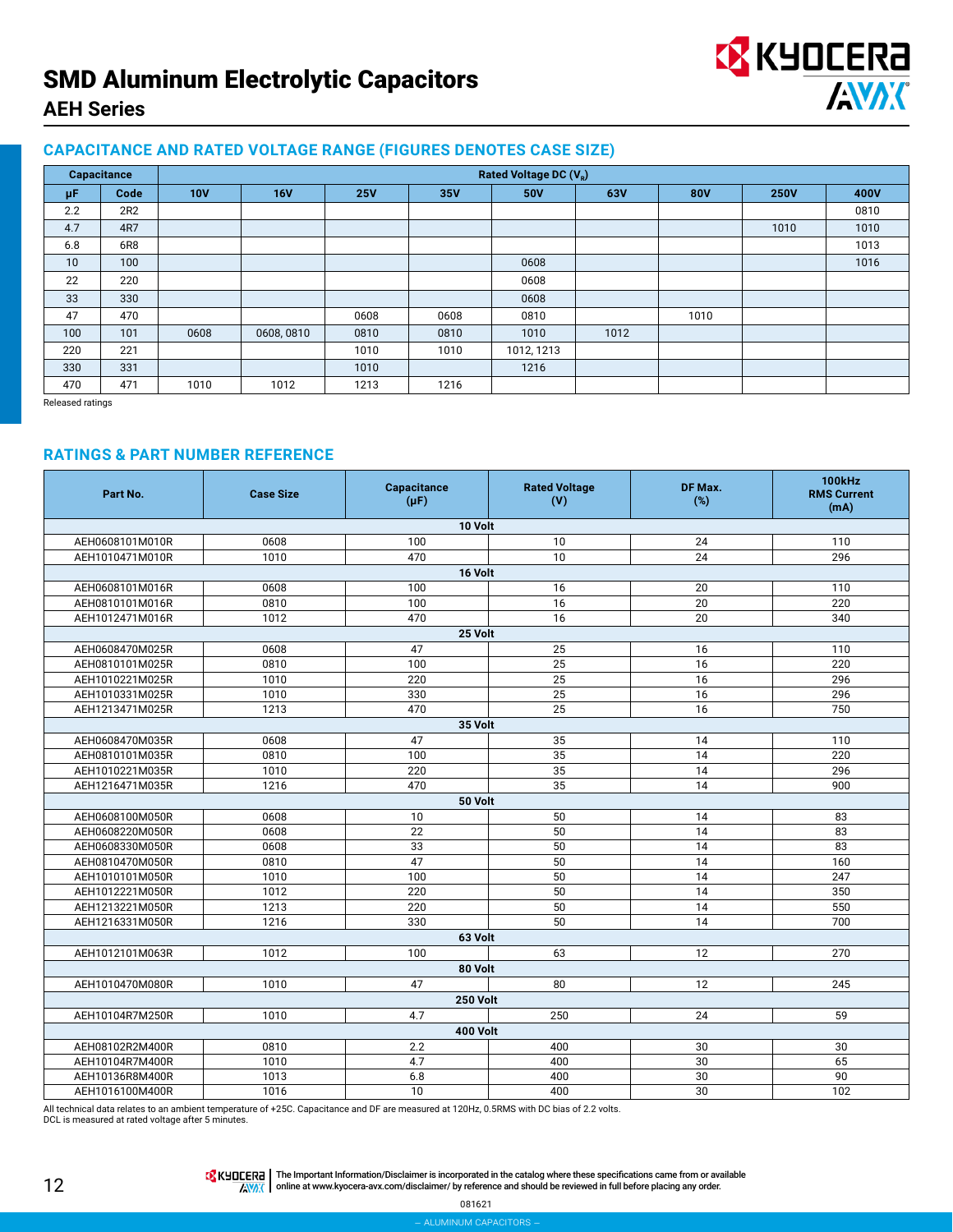# SMD Aluminum Electrolytic Capacitors

## AEH Series

### CAPACITANCE AND RATED VOLTAGE RANGE (FIGURES DENOTES CASE SIZE)

| Capacitance | | Rated Voltage DC ($V_R$) | | | | | | | | |
|---|---|---|---|---|---|---|---|---|---|---|
| µF | Code | 10V | 16V | 25V | 35V | 50V | 63V | 80V | 250V | 400V |
| 2.2 | 2R2 | | | | | | | | | 0810 |
| 4.7 | 4R7 | | | | | | | | 1010 | 1010 |
| 6.8 | 6R8 | | | | | | | | | 1013 |
| 10 | 100 | | | | | 0608 | | | | 1016 |
| 22 | 220 | | | | | 0608 | | | | |
| 33 | 330 | | | | | 0608 | | | | |
| 47 | 470 | | | 0608 | 0608 | 0810 | | 1010 | | |
| 100 | 101 | 0608 | 0608, 0810 | 0810 | 0810 | 1010 | 1012 | | | |
| 220 | 221 | | | 1010 | 1010 | 1012, 1213 | | | | |
| 330 | 331 | | | 1010 | | 1216 | | | | |
| 470 | 471 | 1010 | 1012 | 1213 | 1216 | | | | | |

Released ratings

### RATINGS & PART NUMBER REFERENCE

| Part No. | Case Size | Capacitance (µF) | Rated Voltage (V) | DF Max. (%) | 100kHz RMS Current (mA) |
|---|---|---|---|---|---|
| **10 Volt** | | | | | |
| AEH0608101M010R | 0608 | 100 | 10 | 24 | 110 |
| AEH1010471M010R | 1010 | 470 | 10 | 24 | 296 |
| **16 Volt** | | | | | |
| AEH0608101M016R | 0608 | 100 | 16 | 20 | 110 |
| AEH0810101M016R | 0810 | 100 | 16 | 20 | 220 |
| AEH1012471M016R | 1012 | 470 | 16 | 20 | 340 |
| **25 Volt** | | | | | |
| AEH0608470M025R | 0608 | 47 | 25 | 16 | 110 |
| AEH0810101M025R | 0810 | 100 | 25 | 16 | 220 |
| AEH1010221M025R | 1010 | 220 | 25 | 16 | 296 |
| AEH1010331M025R | 1010 | 330 | 25 | 16 | 296 |
| AEH1213471M025R | 1213 | 470 | 25 | 16 | 750 |
| **35 Volt** | | | | | |
| AEH0608470M035R | 0608 | 47 | 35 | 14 | 110 |
| AEH0810101M035R | 0810 | 100 | 35 | 14 | 220 |
| AEH1010221M035R | 1010 | 220 | 35 | 14 | 296 |
| AEH1216471M035R | 1216 | 470 | 35 | 14 | 900 |
| **50 Volt** | | | | | |
| AEH0608100M050R | 0608 | 10 | 50 | 14 | 83 |
| AEH0608220M050R | 0608 | 22 | 50 | 14 | 83 |
| AEH0608330M050R | 0608 | 33 | 50 | 14 | 83 |
| AEH0810470M050R | 0810 | 47 | 50 | 14 | 160 |
| AEH1010101M050R | 1010 | 100 | 50 | 14 | 247 |
| AEH1012221M050R | 1012 | 220 | 50 | 14 | 350 |
| AEH1213221M050R | 1213 | 220 | 50 | 14 | 550 |
| AEH1216331M050R | 1216 | 330 | 50 | 14 | 700 |
| **63 Volt** | | | | | |
| AEH1012101M063R | 1012 | 100 | 63 | 12 | 270 |
| **80 Volt** | | | | | |
| AEH1010470M080R | 1010 | 47 | 80 | 12 | 245 |
| **250 Volt** | | | | | |
| AEH10104R7M250R | 1010 | 4.7 | 250 | 24 | 59 |
| **400 Volt** | | | | | |
| AEH08102R2M400R | 0810 | 2.2 | 400 | 30 | 30 |
| AEH10104R7M400R | 1010 | 4.7 | 400 | 30 | 65 |
| AEH10136R8M400R | 1013 | 6.8 | 400 | 30 | 90 |
| AEH1016100M400R | 1016 | 10 | 400 | 30 | 102 |

All technical data relates to an ambient temperature of +25C. Capacitance and DF are measured at 120Hz, 0.5RMS with DC bias of 2.2 volts.
DCL is measured at rated voltage after 5 minutes.

The Important Information/Disclaimer is incorporated in the catalog where these specifications came from or available online at www.kyocera-avx.com/disclaimer/ by reference and should be reviewed in full before placing any order.

081621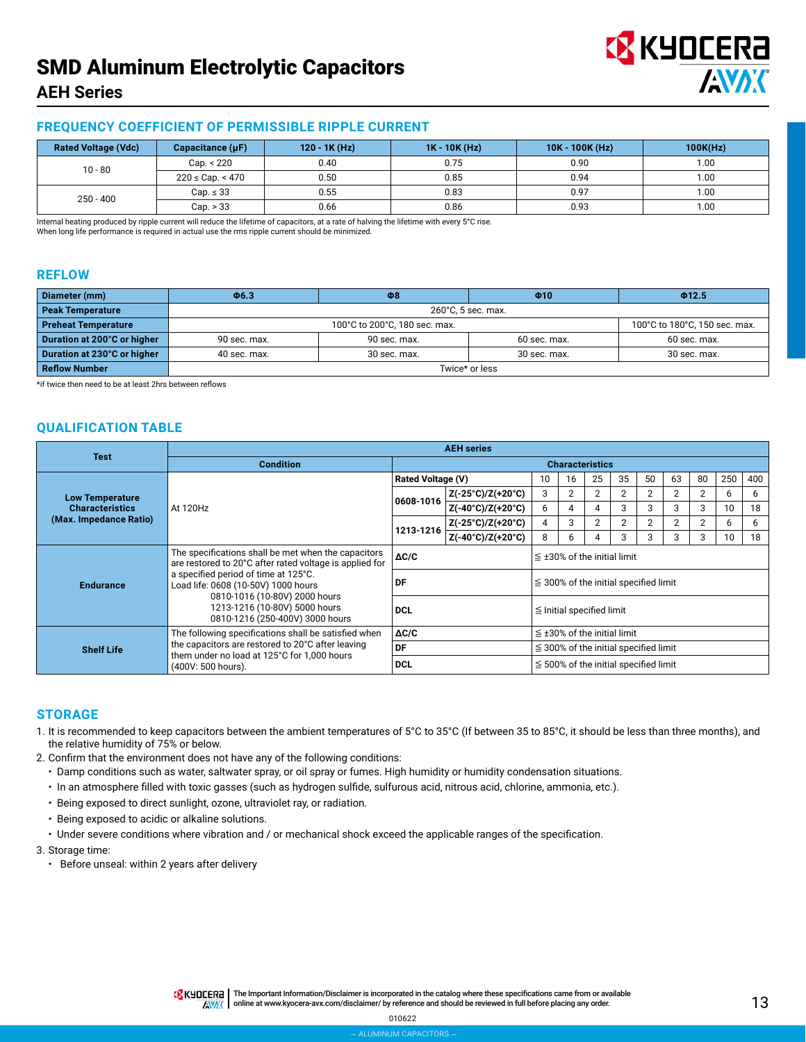# SMD Aluminum Electrolytic Capacitors

## AEH Series

### FREQUENCY COEFFICIENT OF PERMISSIBLE RIPPLE CURRENT

| Rated Voltage (Vdc) | Capacitance (μF) | 120 - 1K (Hz) | 1K - 10K (Hz) | 10K - 100K (Hz) | 100K(Hz) |
|---|---|---|---|---|---|
| 10 - 80 | Cap. < 220 | 0.40 | 0.75 | 0.90 | 1.00 |
| | 220 ≤ Cap. < 470 | 0.50 | 0.85 | 0.94 | 1.00 |
| 250 - 400 | Cap. ≤ 33 | 0.55 | 0.83 | 0.97 | 1.00 |
| | Cap. > 33 | 0.66 | 0.86 | 0.93 | 1.00 |

Internal heating produced by ripple current will reduce the lifetime of capacitors, at a rate of halving the lifetime with every 5°C rise.
When long life performance is required in actual use the rms ripple current should be minimized.

### REFLOW

| Diameter (mm) | Φ6.3 | Φ8 | Φ10 | Φ12.5 |
|---|---|---|---|---|
| Peak Temperature | 260°C, 5 sec. max. | | | |
| Preheat Temperature | 100°C to 200°C, 180 sec. max. | | | 100°C to 180°C, 150 sec. max. |
| Duration at 200°C or higher | 90 sec. max. | 90 sec. max. | 60 sec. max. | 60 sec. max. |
| Duration at 230°C or higher | 40 sec. max. | 30 sec. max. | 30 sec. max. | 30 sec. max. |
| Reflow Number | Twice* or less | | | |

*if twice then need to be at least 2hrs between reflows

### QUALIFICATION TABLE

| Test | AEH series | | | | | | | | | | | |
|---|---|---|---|---|---|---|---|---|---|---|---|---|
| | Condition | Characteristics | | | | | | | | | | |
| Low Temperature Characteristics (Max. Impedance Ratio) | At 120Hz | Rated Voltage (V) | | 10 | 16 | 25 | 35 | 50 | 63 | 80 | 250 | 400 |
| | | 0608-1016 | Z(-25°C)/Z(+20°C) | 3 | 2 | 2 | 2 | 2 | 2 | 2 | 6 | 6 |
| | | | Z(-40°C)/Z(+20°C) | 6 | 4 | 4 | 3 | 3 | 3 | 3 | 10 | 18 |
| | | 1213-1216 | Z(-25°C)/Z(+20°C) | 4 | 3 | 2 | 2 | 2 | 2 | 2 | 6 | 6 |
| | | | Z(-40°C)/Z(+20°C) | 8 | 6 | 4 | 3 | 3 | 3 | 3 | 10 | 18 |
| Endurance | The specifications shall be met when the capacitors are restored to 20°C after rated voltage is applied for a specified period of time at 125°C. Load life: 0608 (10-50V) 1000 hours, 0810-1016 (10-80V) 2000 hours, 1213-1216 (10-80V) 5000 hours, 0810-1216 (250-400V) 3000 hours | ΔC/C | | ≦ ±30% of the initial limit | | | | | | | | |
| | | DF | | ≦ 300% of the initial specified limit | | | | | | | | |
| | | DCL | | ≦ Initial specified limit | | | | | | | | |
| Shelf Life | The following specifications shall be satisfied when the capacitors are restored to 20°C after leaving them under no load at 125°C for 1,000 hours (400V: 500 hours). | ΔC/C | | ≦ ±30% of the initial limit | | | | | | | | |
| | | DF | | ≦ 300% of the initial specified limit | | | | | | | | |
| | | DCL | | ≦ 500% of the initial specified limit | | | | | | | | |

### STORAGE

1. It is recommended to keep capacitors between the ambient temperatures of 5°C to 35°C (If between 35 to 85°C, it should be less than three months), and the relative humidity of 75% or below.
2. Confirm that the environment does not have any of the following conditions:
   - Damp conditions such as water, saltwater spray, or oil spray or fumes. High humidity or humidity condensation situations.
   - In an atmosphere filled with toxic gasses (such as hydrogen sulfide, sulfurous acid, nitrous acid, chlorine, ammonia, etc.).
   - Being exposed to direct sunlight, ozone, ultraviolet ray, or radiation.
   - Being exposed to acidic or alkaline solutions.
   - Under severe conditions where vibration and / or mechanical shock exceed the applicable ranges of the specification.
3. Storage time:
   - Before unseal: within 2 years after delivery

The Important Information/Disclaimer is incorporated in the catalog where these specifications came from or available online at www.kyocera-avx.com/disclaimer/ by reference and should be reviewed in full before placing any order.

010622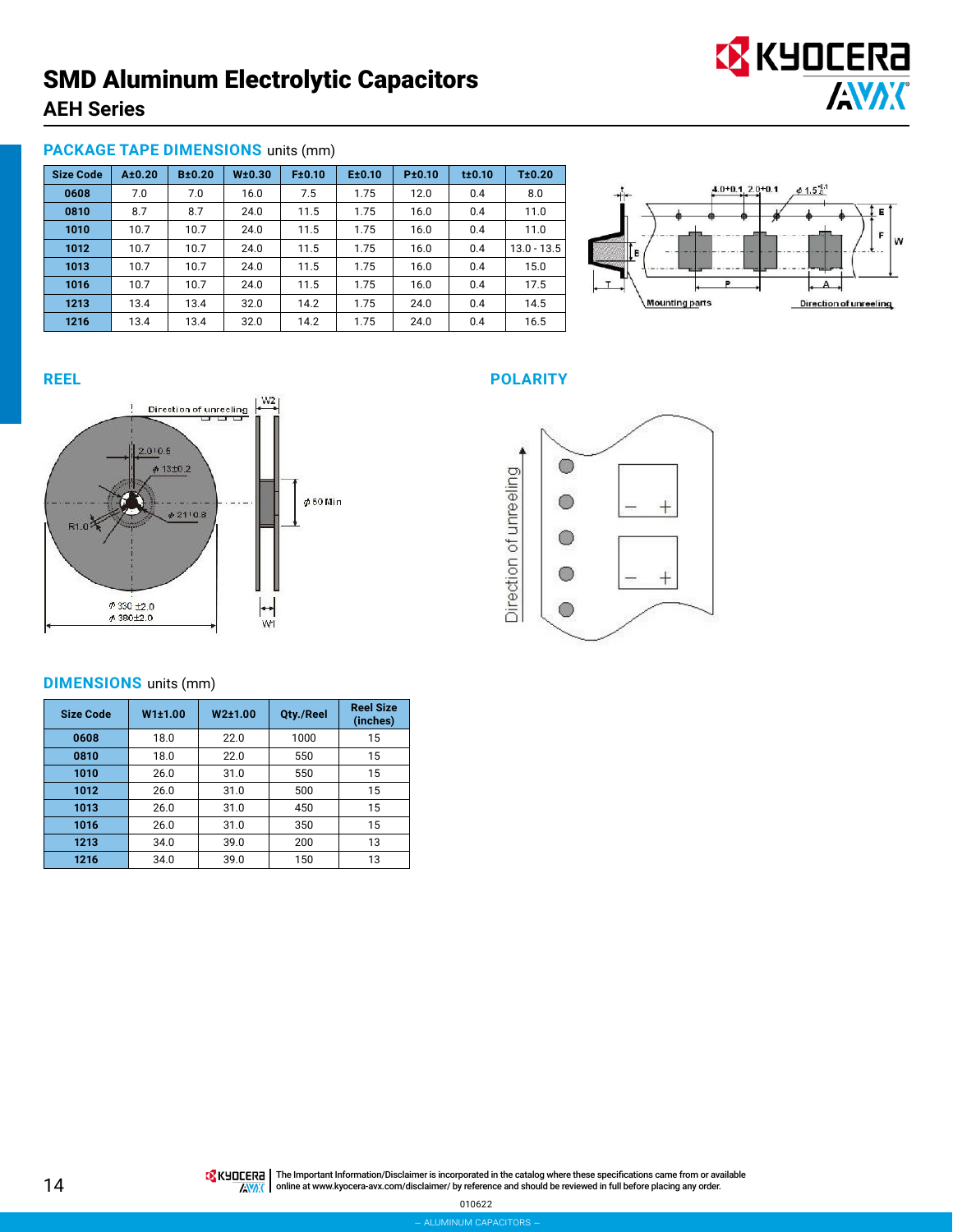# SMD Aluminum Electrolytic Capacitors

## AEH Series

### PACKAGE TAPE DIMENSIONS units (mm)

| Size Code | A±0.20 | B±0.20 | W±0.30 | F±0.10 | E±0.10 | P±0.10 | t±0.10 | T±0.20 |
|---|---|---|---|---|---|---|---|---|
| 0608 | 7.0 | 7.0 | 16.0 | 7.5 | 1.75 | 12.0 | 0.4 | 8.0 |
| 0810 | 8.7 | 8.7 | 24.0 | 11.5 | 1.75 | 16.0 | 0.4 | 11.0 |
| 1010 | 10.7 | 10.7 | 24.0 | 11.5 | 1.75 | 16.0 | 0.4 | 11.0 |
| 1012 | 10.7 | 10.7 | 24.0 | 11.5 | 1.75 | 16.0 | 0.4 | 13.0 - 13.5 |
| 1013 | 10.7 | 10.7 | 24.0 | 11.5 | 1.75 | 16.0 | 0.4 | 15.0 |
| 1016 | 10.7 | 10.7 | 24.0 | 11.5 | 1.75 | 16.0 | 0.4 | 17.5 |
| 1213 | 13.4 | 13.4 | 32.0 | 14.2 | 1.75 | 24.0 | 0.4 | 14.5 |
| 1216 | 13.4 | 13.4 | 32.0 | 14.2 | 1.75 | 24.0 | 0.4 | 16.5 |

4.0±0.1 2.0±0.1 ϕ1.5

E F W B T P A

Mounting parts

Direction of unreeling

### REEL

Direction of unreeling

W2

2.0±0.5

ϕ13±0.2

ϕ21±0.8

R1.0

ϕ50 Min

ϕ330 ±2.0

ϕ380±2.0

W1

### POLARITY

Direction of unreeling

– +

– +

### DIMENSIONS units (mm)

| Size Code | W1±1.00 | W2±1.00 | Qty./Reel | Reel Size (inches) |
|---|---|---|---|---|
| 0608 | 18.0 | 22.0 | 1000 | 15 |
| 0810 | 18.0 | 22.0 | 550 | 15 |
| 1010 | 26.0 | 31.0 | 550 | 15 |
| 1012 | 26.0 | 31.0 | 500 | 15 |
| 1013 | 26.0 | 31.0 | 450 | 15 |
| 1016 | 26.0 | 31.0 | 350 | 15 |
| 1213 | 34.0 | 39.0 | 200 | 13 |
| 1216 | 34.0 | 39.0 | 150 | 13 |

The Important Information/Disclaimer is incorporated in the catalog where these specifications came from or available online at www.kyocera-avx.com/disclaimer/ by reference and should be reviewed in full before placing any order.

010622